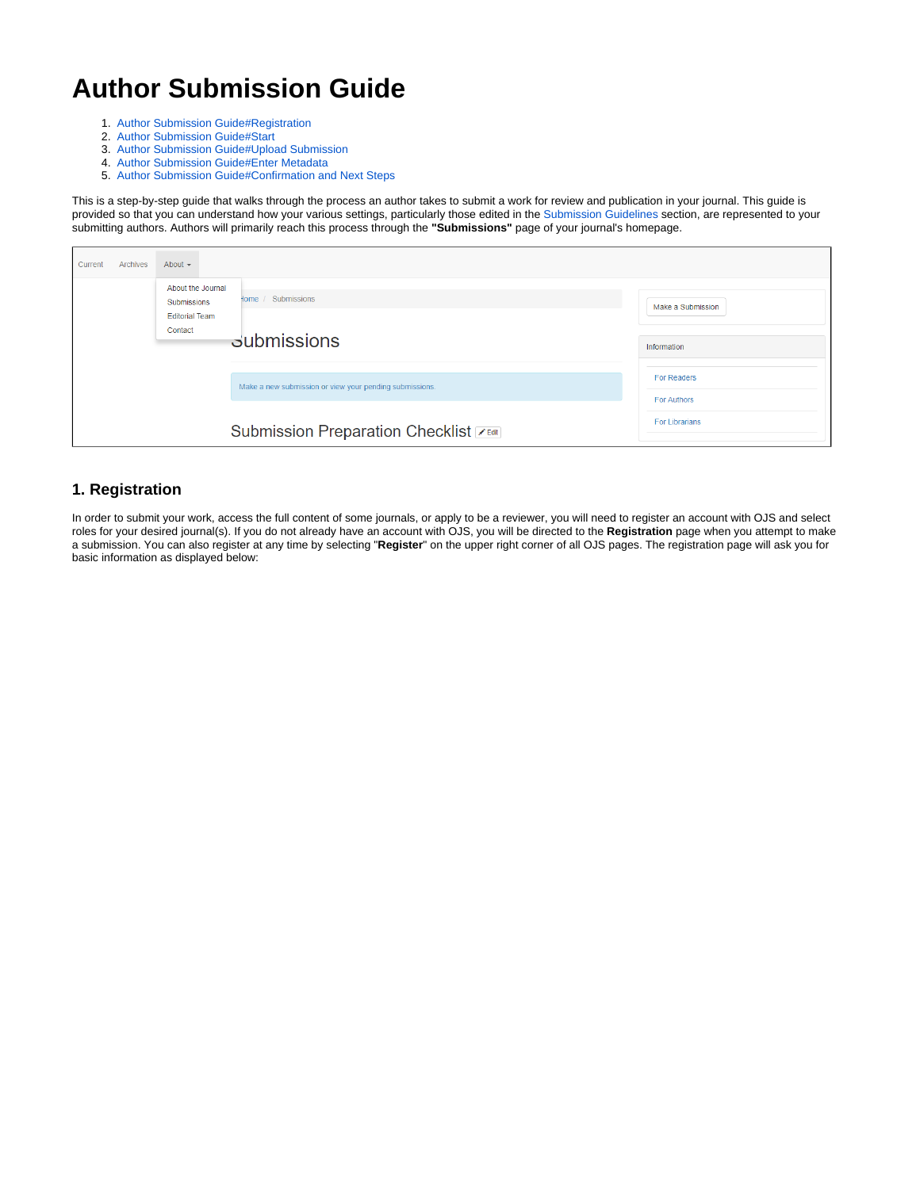# Author Submission Guide

1. Author Submission Guide#Registration
2. Author Submission Guide#Start
3. Author Submission Guide#Upload Submission
4. Author Submission Guide#Enter Metadata
5. Author Submission Guide#Confirmation and Next Steps

This is a step-by-step guide that walks through the process an author takes to submit a work for review and publication in your journal. This guide is provided so that you can understand how your various settings, particularly those edited in the Submission Guidelines section, are represented to your submitting authors. Authors will primarily reach this process through the **"Submissions"** page of your journal's homepage.

## 1. Registration

In order to submit your work, access the full content of some journals, or apply to be a reviewer, you will need to register an account with OJS and select roles for your desired journal(s). If you do not already have an account with OJS, you will be directed to the **Registration** page when you attempt to make a submission. You can also register at any time by selecting "**Register**" on the upper right corner of all OJS pages. The registration page will ask you for basic information as displayed below: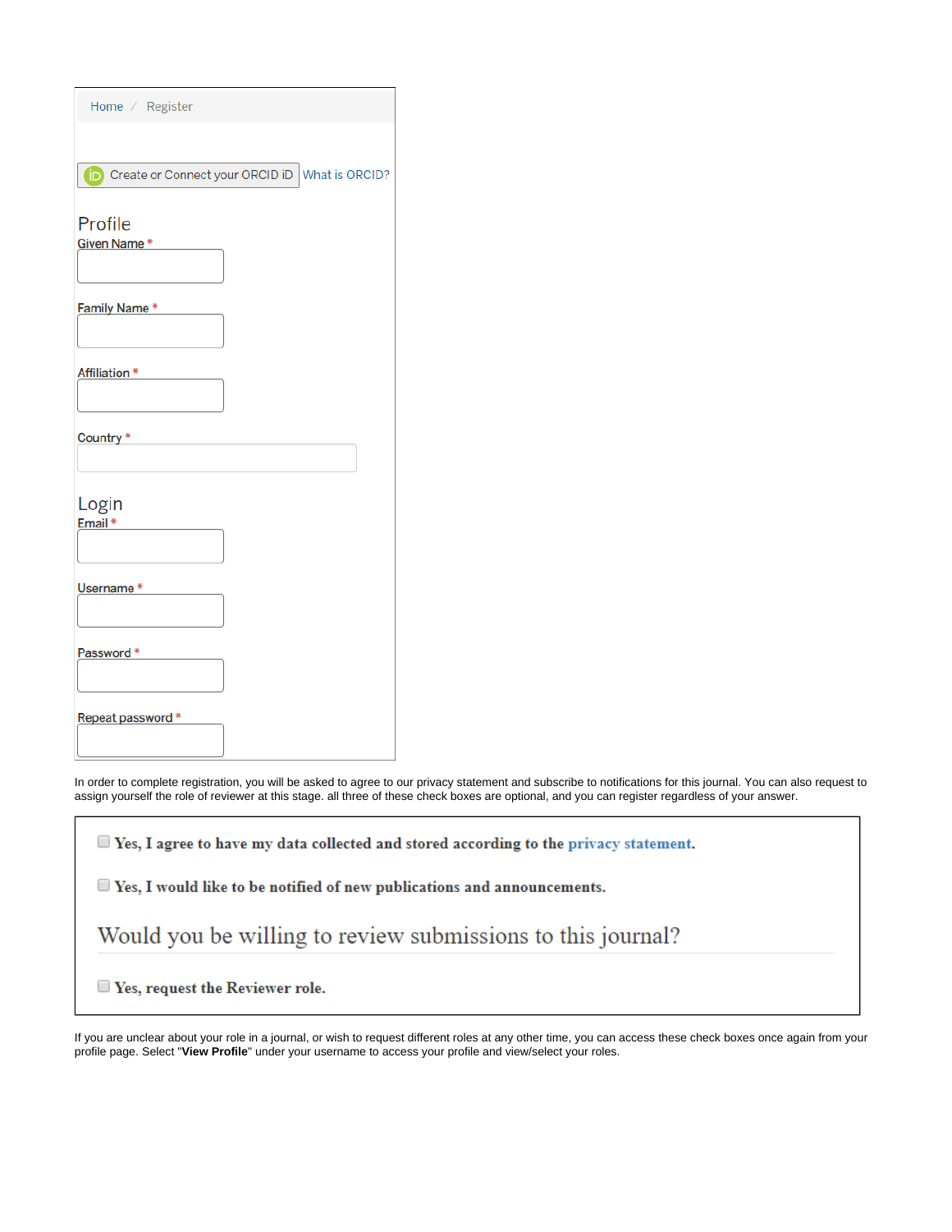Home / Register

Create or Connect your ORCID iD What is ORCID?

## Profile

Given Name *

Family Name *

Affiliation *

Country *

## Login

Email *

Username *

Password *

Repeat password *

In order to complete registration, you will be asked to agree to our privacy statement and subscribe to notifications for this journal. You can also request to assign yourself the role of reviewer at this stage. all three of these check boxes are optional, and you can register regardless of your answer.

- [ ] **Yes, I agree to have my data collected and stored according to the privacy statement.**
- [ ] **Yes, I would like to be notified of new publications and announcements.**

Would you be willing to review submissions to this journal?

- [ ] **Yes, request the Reviewer role.**

If you are unclear about your role in a journal, or wish to request different roles at any other time, you can access these check boxes once again from your profile page. Select "**View Profile**" under your username to access your profile and view/select your roles.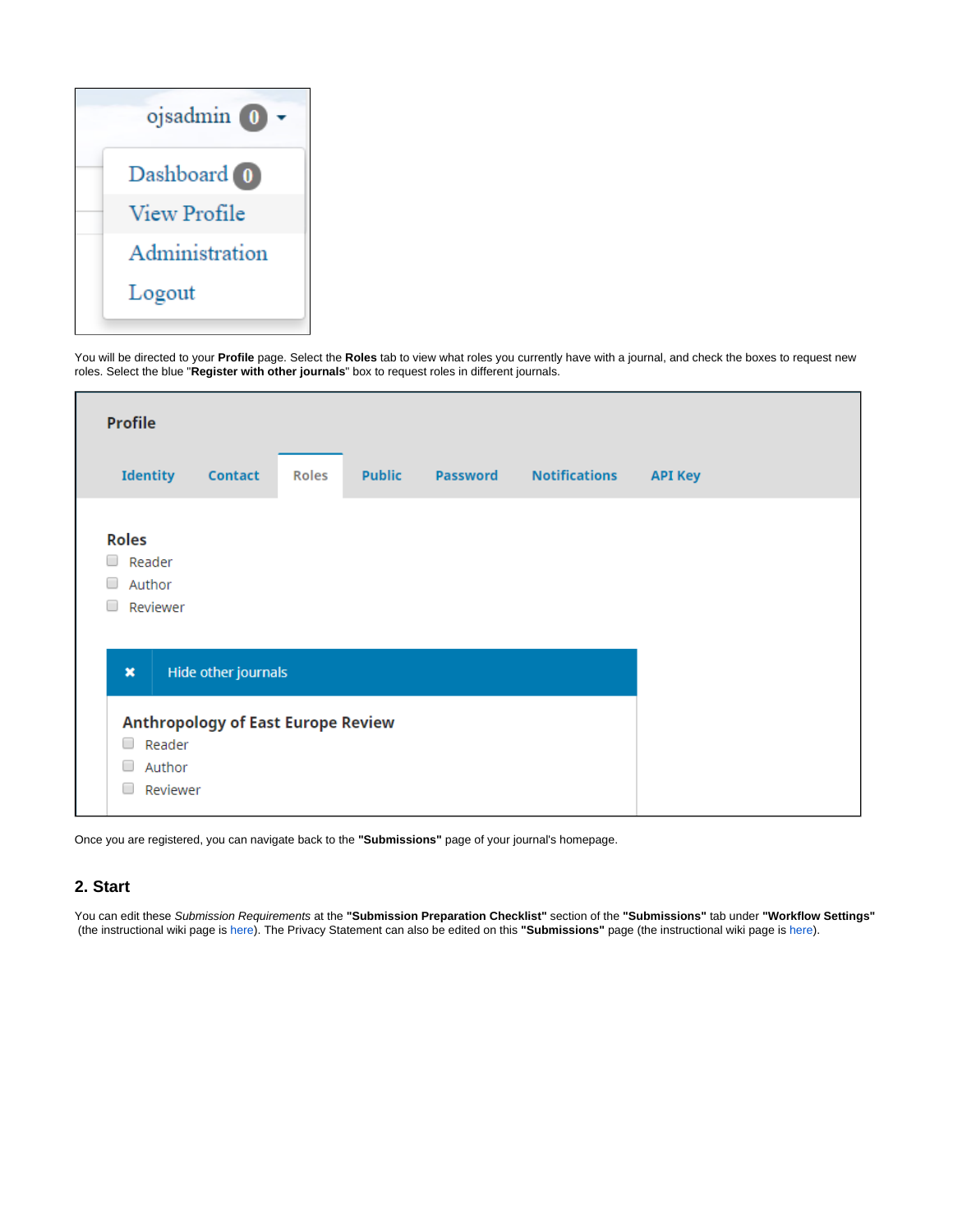You will be directed to your **Profile** page. Select the **Roles** tab to view what roles you currently have with a journal, and check the boxes to request new roles. Select the blue "**Register with other journals**" box to request roles in different journals.

Once you are registered, you can navigate back to the **"Submissions"** page of your journal's homepage.

## 2. Start

You can edit these *Submission Requirements* at the **"Submission Preparation Checklist"** section of the **"Submissions"** tab under **"Workflow Settings"** (the instructional wiki page is here). The Privacy Statement can also be edited on this **"Submissions"** page (the instructional wiki page is here).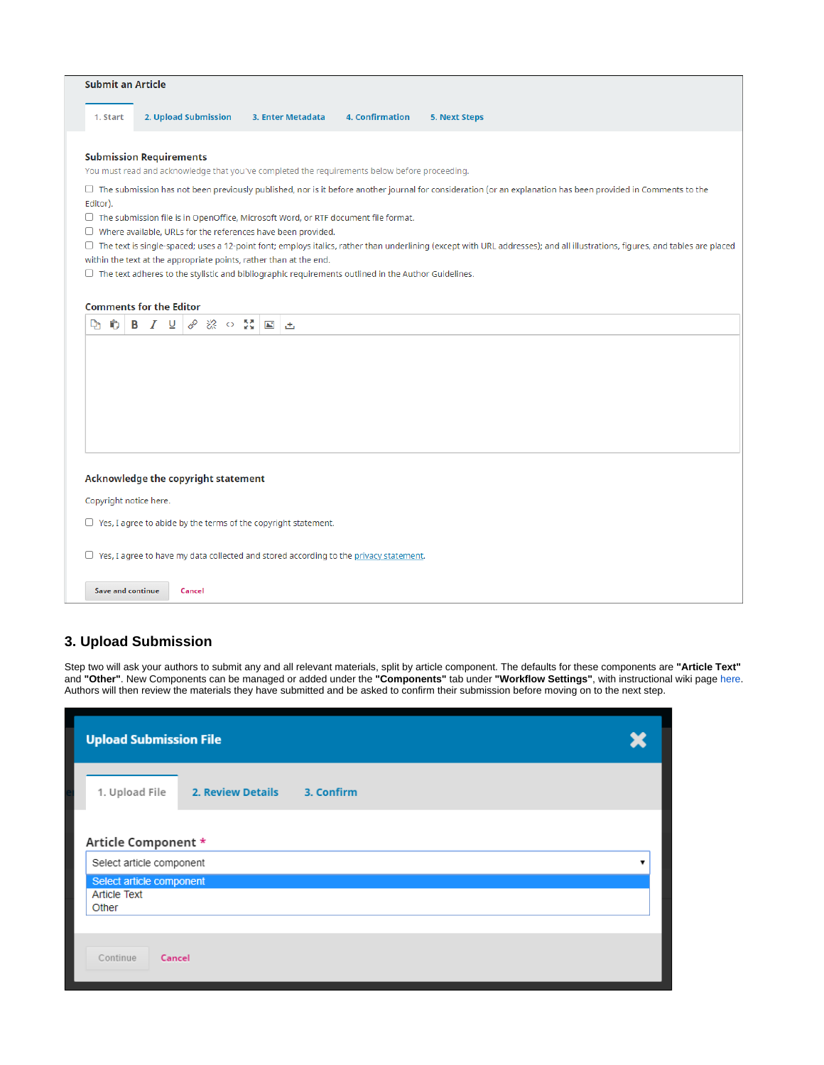**Submit an Article**

1. Start | 2. Upload Submission | 3. Enter Metadata | 4. Confirmation | 5. Next Steps

**Submission Requirements**

You must read and acknowledge that you've completed the requirements below before proceeding.

- ☐ The submission has not been previously published, nor is it before another journal for consideration (or an explanation has been provided in Comments to the Editor).
- ☐ The submission file is in OpenOffice, Microsoft Word, or RTF document file format.
- ☐ Where available, URLs for the references have been provided.
- ☐ The text is single-spaced; uses a 12-point font; employs italics, rather than underlining (except with URL addresses); and all illustrations, figures, and tables are placed within the text at the appropriate points, rather than at the end.
- ☐ The text adheres to the stylistic and bibliographic requirements outlined in the Author Guidelines.

**Comments for the Editor**

**Acknowledge the copyright statement**

Copyright notice here.

- ☐ Yes, I agree to abide by the terms of the copyright statement.
- ☐ Yes, I agree to have my data collected and stored according to the privacy statement.

Save and continue | Cancel

## 3. Upload Submission

Step two will ask your authors to submit any and all relevant materials, split by article component. The defaults for these components are **"Article Text"** and **"Other"**. New Components can be managed or added under the **"Components"** tab under **"Workflow Settings"**, with instructional wiki page here. Authors will then review the materials they have submitted and be asked to confirm their submission before moving on to the next step.

**Upload Submission File**

1. Upload File | 2. Review Details | 3. Confirm

**Article Component** *

Select article component

- Select article component
- Article Text
- Other

Continue | Cancel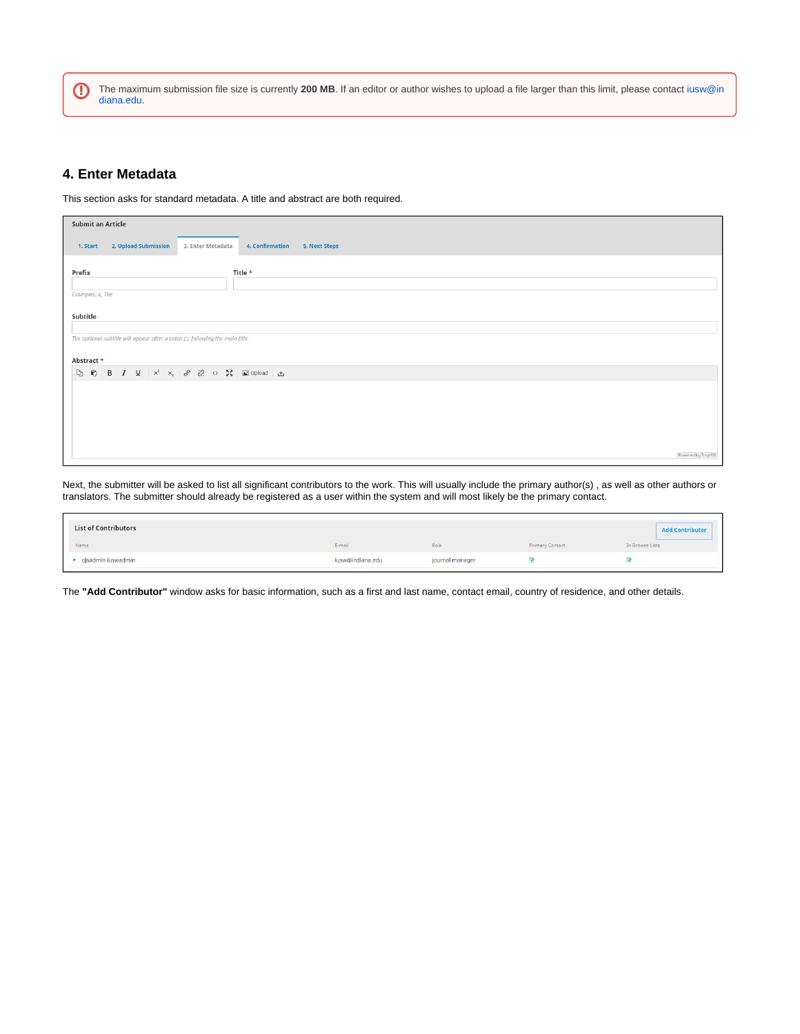> The maximum submission file size is currently **200 MB**. If an editor or author wishes to upload a file larger than this limit, please contact iusw@indiana.edu.

## 4. Enter Metadata

This section asks for standard metadata. A title and abstract are both required.

Next, the submitter will be asked to list all significant contributors to the work. This will usually include the primary author(s) , as well as other authors or translators. The submitter should already be registered as a user within the system and will most likely be the primary contact.

The **"Add Contributor"** window asks for basic information, such as a first and last name, contact email, country of residence, and other details.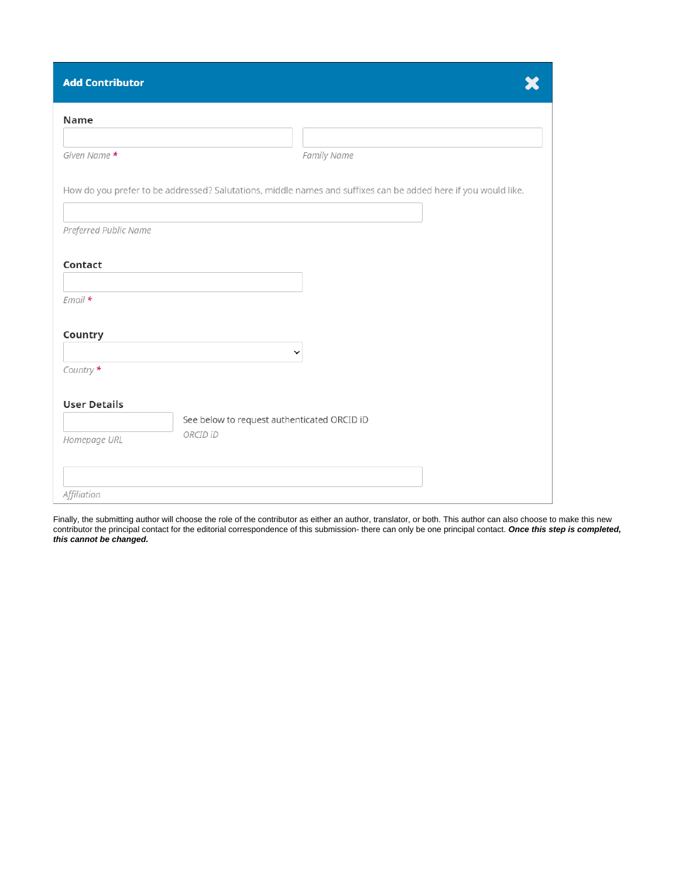**Add Contributor**

**Name**

*Given Name* *

*Family Name*

How do you prefer to be addressed? Salutations, middle names and suffixes can be added here if you would like.

*Preferred Public Name*

**Contact**

*Email* *

**Country**

*Country* *

**User Details**

*Homepage URL*

See below to request authenticated ORCID iD

*ORCID iD*

*Affiliation*

Finally, the submitting author will choose the role of the contributor as either an author, translator, or both. This author can also choose to make this new contributor the principal contact for the editorial correspondence of this submission- there can only be one principal contact. ***Once this step is completed, this cannot be changed.***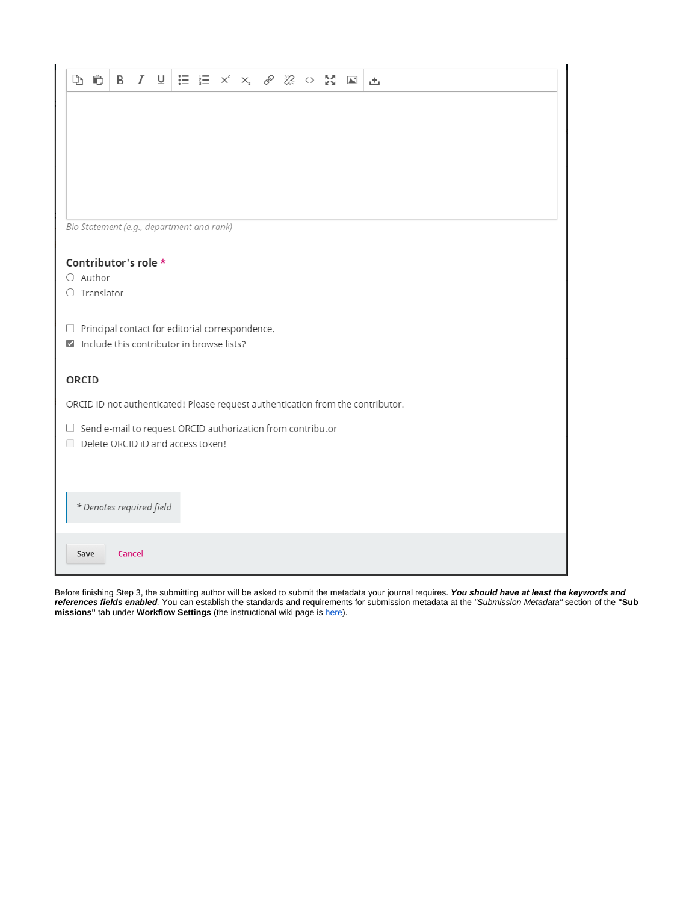Bio Statement (e.g., department and rank)

**Contributor's role** *

- ○ Author
- ○ Translator

- ☐ Principal contact for editorial correspondence.
- ☑ Include this contributor in browse lists?

**ORCID**

ORCID iD not authenticated! Please request authentication from the contributor.

- ☐ Send e-mail to request ORCID authorization from contributor
- ☐ Delete ORCID iD and access token!

* Denotes required field

Save Cancel

Before finishing Step 3, the submitting author will be asked to submit the metadata your journal requires. ***You should have at least the keywords and references fields enabled***. You can establish the standards and requirements for submission metadata at the *"Submission Metadata"* section of the **"Submissions"** tab under **Workflow Settings** (the instructional wiki page is here).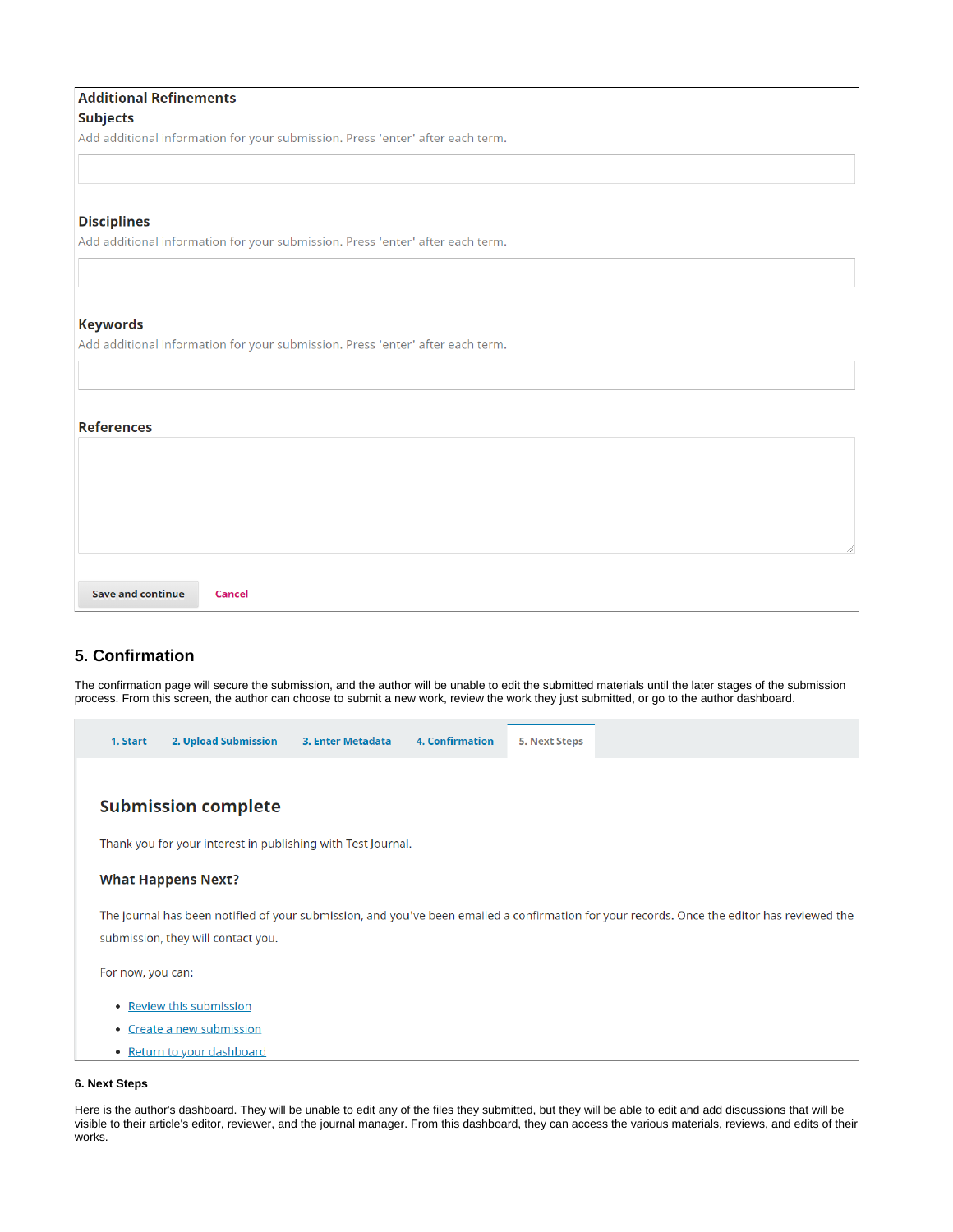**Additional Refinements**

**Subjects**

Add additional information for your submission. Press 'enter' after each term.

**Disciplines**

Add additional information for your submission. Press 'enter' after each term.

**Keywords**

Add additional information for your submission. Press 'enter' after each term.

**References**

Save and continue    Cancel

## 5. Confirmation

The confirmation page will secure the submission, and the author will be unable to edit the submitted materials until the later stages of the submission process. From this screen, the author can choose to submit a new work, review the work they just submitted, or go to the author dashboard.

1. Start    2. Upload Submission    3. Enter Metadata    4. Confirmation    5. Next Steps

### Submission complete

Thank you for your interest in publishing with Test Journal.

#### What Happens Next?

The journal has been notified of your submission, and you've been emailed a confirmation for your records. Once the editor has reviewed the submission, they will contact you.

For now, you can:

- Review this submission
- Create a new submission
- Return to your dashboard

**6. Next Steps**

Here is the author's dashboard. They will be unable to edit any of the files they submitted, but they will be able to edit and add discussions that will be visible to their article's editor, reviewer, and the journal manager. From this dashboard, they can access the various materials, reviews, and edits of their works.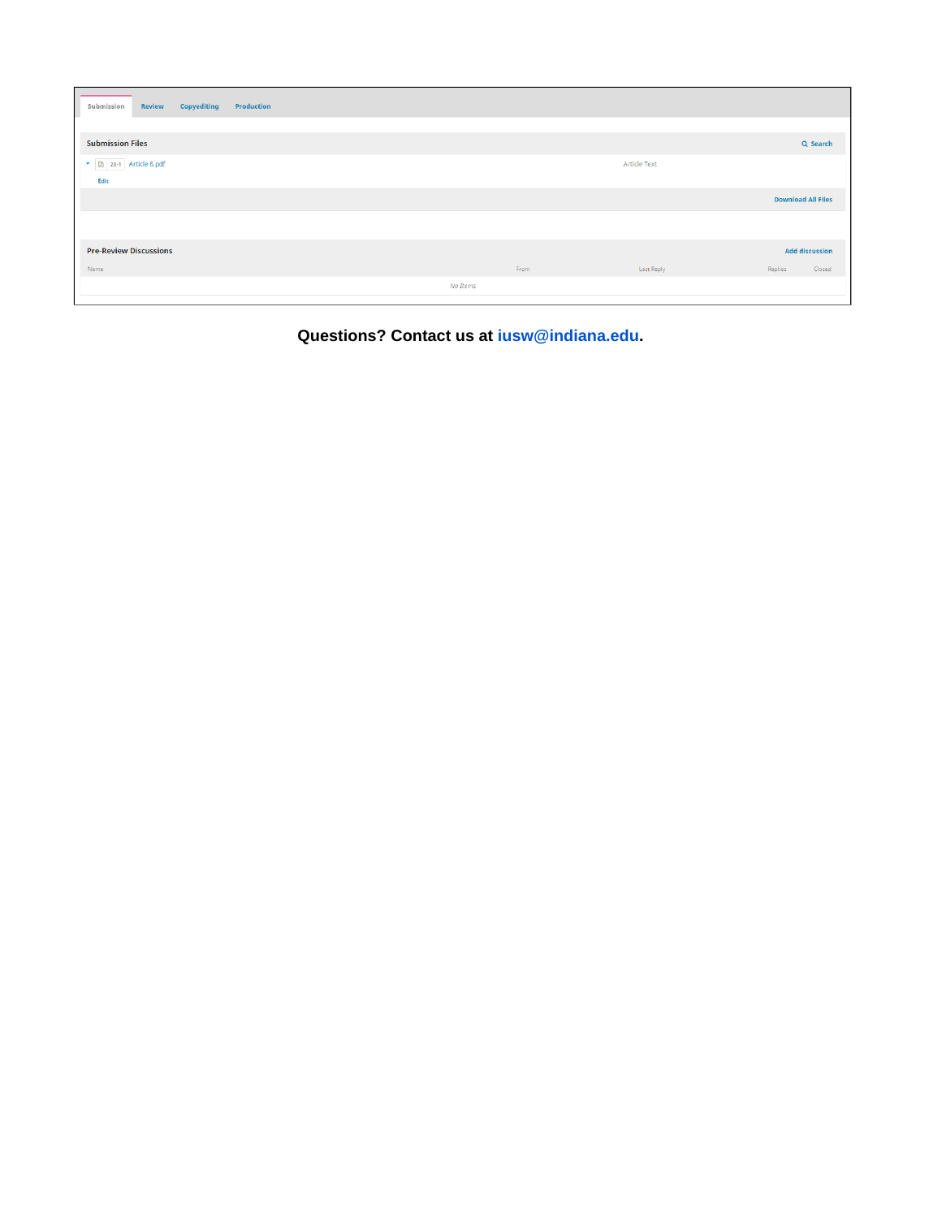Submission | Review | Copyediting | Production

**Submission Files** — Search

20-1 Article 6.pdf — Article Text

Edit

Download All Files

**Pre-Review Discussions** — Add discussion

| Name | From | Last Reply | Replies | Closed |
|---|---|---|---|---|
| *No Items* | | | | |

**Questions? Contact us at iusw@indiana.edu.**